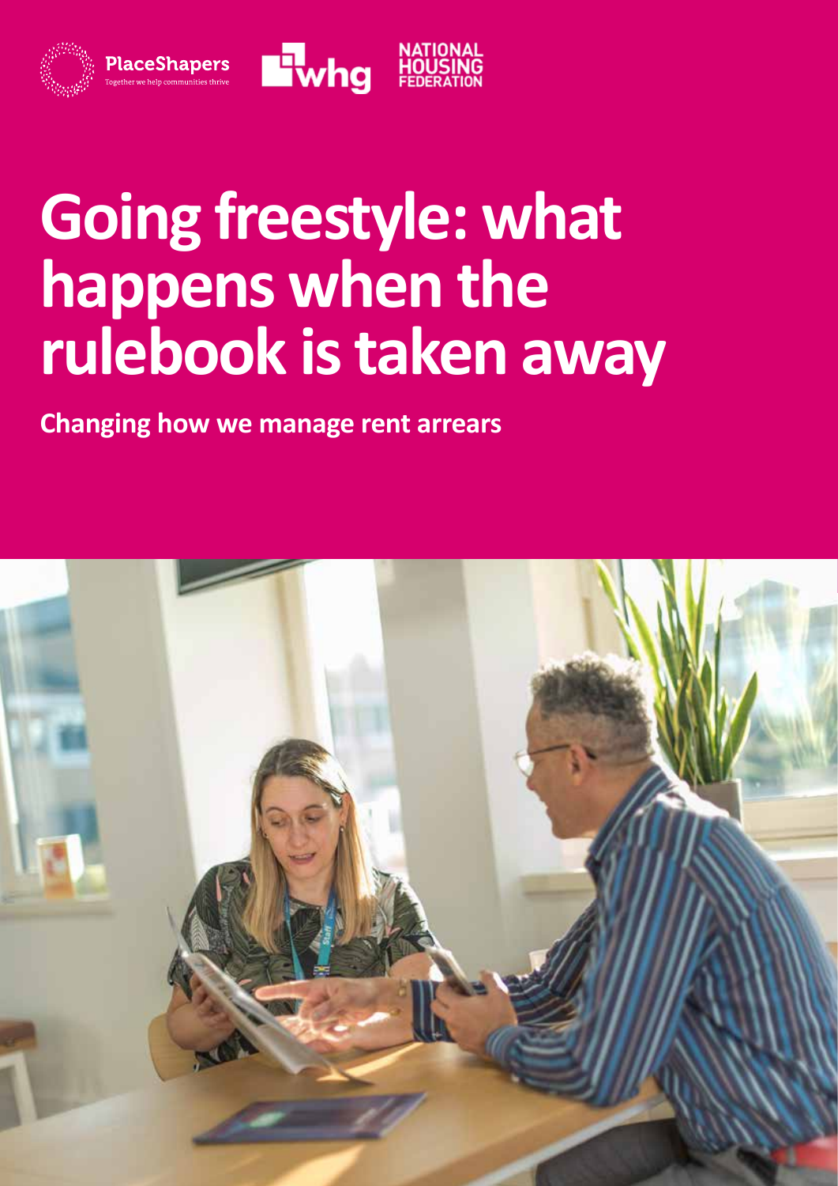# Going freestyle: what happens when the rulebook is taken away

**Changing how we manage rent arrears**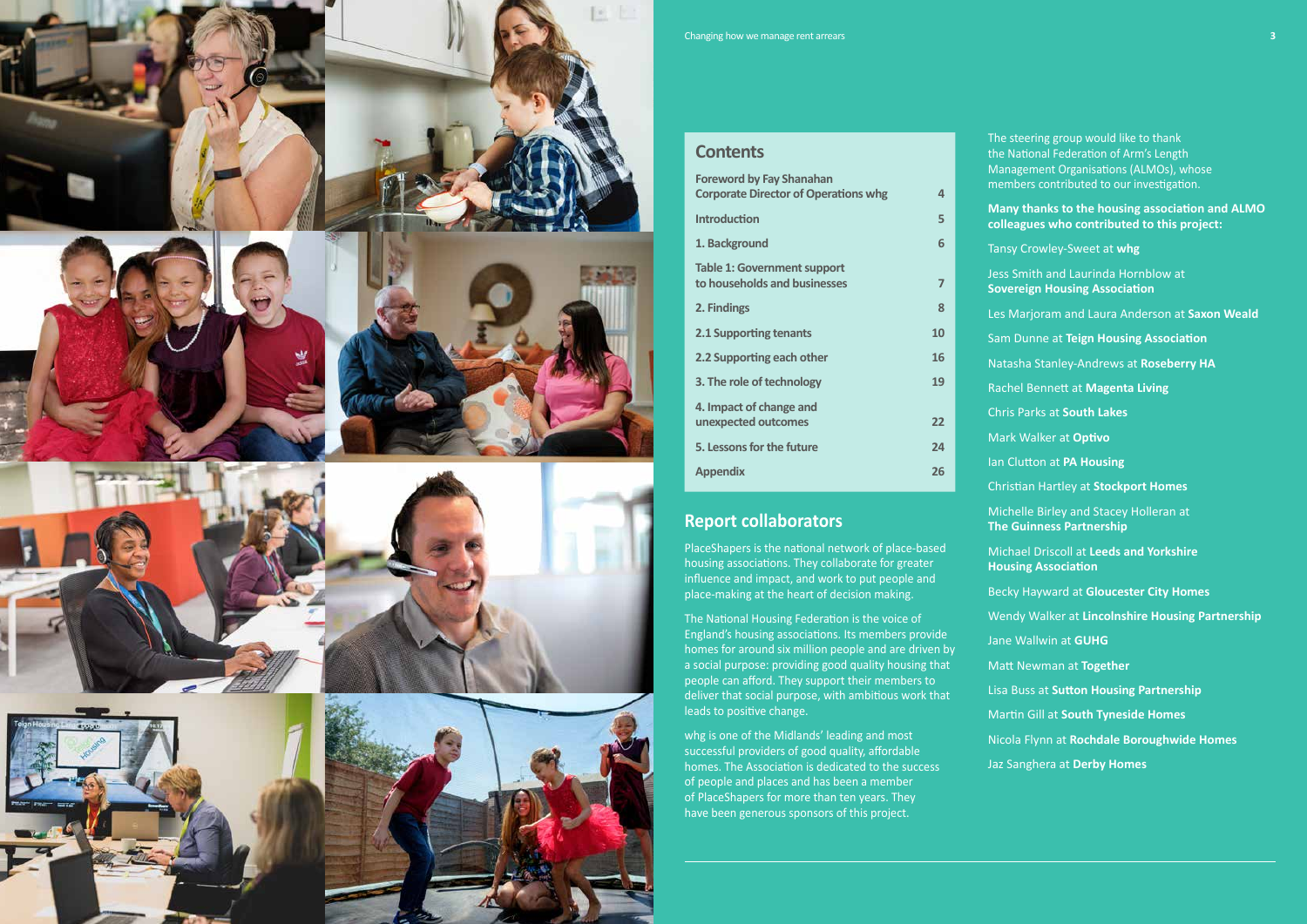## Contents

| | |
|---|---|
| Foreword by Fay Shanahan Corporate Director of Operations whg | 4 |
| Introduction | 5 |
| 1. Background | 6 |
| Table 1: Government support to households and businesses | 7 |
| 2. Findings | 8 |
| 2.1 Supporting tenants | 10 |
| 2.2 Supporting each other | 16 |
| 3. The role of technology | 19 |
| 4. Impact of change and unexpected outcomes | 22 |
| 5. Lessons for the future | 24 |
| Appendix | 26 |

## Report collaborators

PlaceShapers is the national network of place-based housing associations. They collaborate for greater influence and impact, and work to put people and place-making at the heart of decision making.

The National Housing Federation is the voice of England's housing associations. Its members provide homes for around six million people and are driven by a social purpose: providing good quality housing that people can afford. They support their members to deliver that social purpose, with ambitious work that leads to positive change.

whg is one of the Midlands' leading and most successful providers of good quality, affordable homes. The Association is dedicated to the success of people and places and has been a member of PlaceShapers for more than ten years. They have been generous sponsors of this project.

The steering group would like to thank the National Federation of Arm's Length Management Organisations (ALMOs), whose members contributed to our investigation.

**Many thanks to the housing association and ALMO colleagues who contributed to this project:**

Tansy Crowley-Sweet at **whg**

Jess Smith and Laurinda Hornblow at **Sovereign Housing Association**

Les Marjoram and Laura Anderson at **Saxon Weald**

Sam Dunne at **Teign Housing Association**

Natasha Stanley-Andrews at **Roseberry HA**

Rachel Bennett at **Magenta Living**

Chris Parks at **South Lakes**

Mark Walker at **Optivo**

Ian Clutton at **PA Housing**

Christian Hartley at **Stockport Homes**

Michelle Birley and Stacey Holleran at **The Guinness Partnership**

Michael Driscoll at **Leeds and Yorkshire Housing Association**

Becky Hayward at **Gloucester City Homes**

Wendy Walker at **Lincolnshire Housing Partnership**

Jane Wallwin at **GUHG**

Matt Newman at **Together**

Lisa Buss at **Sutton Housing Partnership**

Martin Gill at **South Tyneside Homes**

Nicola Flynn at **Rochdale Boroughwide Homes**

Jaz Sanghera at **Derby Homes**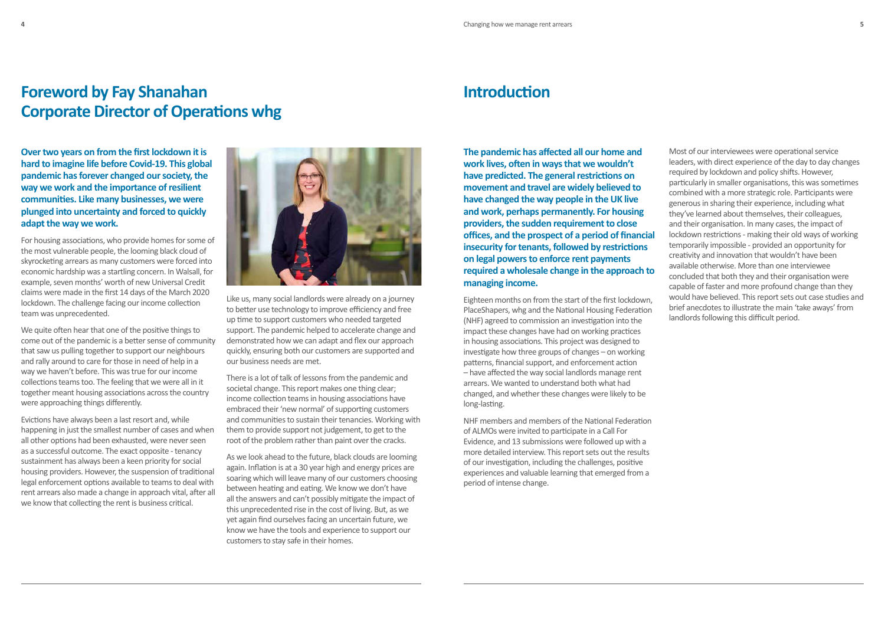## Foreword by Fay Shanahan Corporate Director of Operations whg

**Over two years on from the first lockdown it is hard to imagine life before Covid-19. This global pandemic has forever changed our society, the way we work and the importance of resilient communities. Like many businesses, we were plunged into uncertainty and forced to quickly adapt the way we work.**

For housing associations, who provide homes for some of the most vulnerable people, the looming black cloud of skyrocketing arrears as many customers were forced into economic hardship was a startling concern. In Walsall, for example, seven months' worth of new Universal Credit claims were made in the first 14 days of the March 2020 lockdown. The challenge facing our income collection team was unprecedented.

We quite often hear that one of the positive things to come out of the pandemic is a better sense of community that saw us pulling together to support our neighbours and rally around to care for those in need of help in a way we haven't before. This was true for our income collections teams too. The feeling that we were all in it together meant housing associations across the country were approaching things differently.

Evictions have always been a last resort and, while happening in just the smallest number of cases and when all other options had been exhausted, were never seen as a successful outcome. The exact opposite - tenancy sustainment has always been a keen priority for social housing providers. However, the suspension of traditional legal enforcement options available to teams to deal with rent arrears also made a change in approach vital, after all we know that collecting the rent is business critical.

Like us, many social landlords were already on a journey to better use technology to improve efficiency and free up time to support customers who needed targeted support. The pandemic helped to accelerate change and demonstrated how we can adapt and flex our approach quickly, ensuring both our customers are supported and our business needs are met.

There is a lot of talk of lessons from the pandemic and societal change. This report makes one thing clear; income collection teams in housing associations have embraced their 'new normal' of supporting customers and communities to sustain their tenancies. Working with them to provide support not judgement, to get to the root of the problem rather than paint over the cracks.

As we look ahead to the future, black clouds are looming again. Inflation is at a 30 year high and energy prices are soaring which will leave many of our customers choosing between heating and eating. We know we don't have all the answers and can't possibly mitigate the impact of this unprecedented rise in the cost of living. But, as we yet again find ourselves facing an uncertain future, we know we have the tools and experience to support our customers to stay safe in their homes.

## Introduction

**The pandemic has affected all our home and work lives, often in ways that we wouldn't have predicted. The general restrictions on movement and travel are widely believed to have changed the way people in the UK live and work, perhaps permanently. For housing providers, the sudden requirement to close offices, and the prospect of a period of financial insecurity for tenants, followed by restrictions on legal powers to enforce rent payments required a wholesale change in the approach to managing income.**

Eighteen months on from the start of the first lockdown, PlaceShapers, whg and the National Housing Federation (NHF) agreed to commission an investigation into the impact these changes have had on working practices in housing associations. This project was designed to investigate how three groups of changes – on working patterns, financial support, and enforcement action – have affected the way social landlords manage rent arrears. We wanted to understand both what had changed, and whether these changes were likely to be long-lasting.

NHF members and members of the National Federation of ALMOs were invited to participate in a Call For Evidence, and 13 submissions were followed up with a more detailed interview. This report sets out the results of our investigation, including the challenges, positive experiences and valuable learning that emerged from a period of intense change.

Most of our interviewees were operational service leaders, with direct experience of the day to day changes required by lockdown and policy shifts. However, particularly in smaller organisations, this was sometimes combined with a more strategic role. Participants were generous in sharing their experience, including what they've learned about themselves, their colleagues, and their organisation. In many cases, the impact of lockdown restrictions - making their old ways of working temporarily impossible - provided an opportunity for creativity and innovation that wouldn't have been available otherwise. More than one interviewee concluded that both they and their organisation were capable of faster and more profound change than they would have believed. This report sets out case studies and brief anecdotes to illustrate the main 'take aways' from landlords following this difficult period.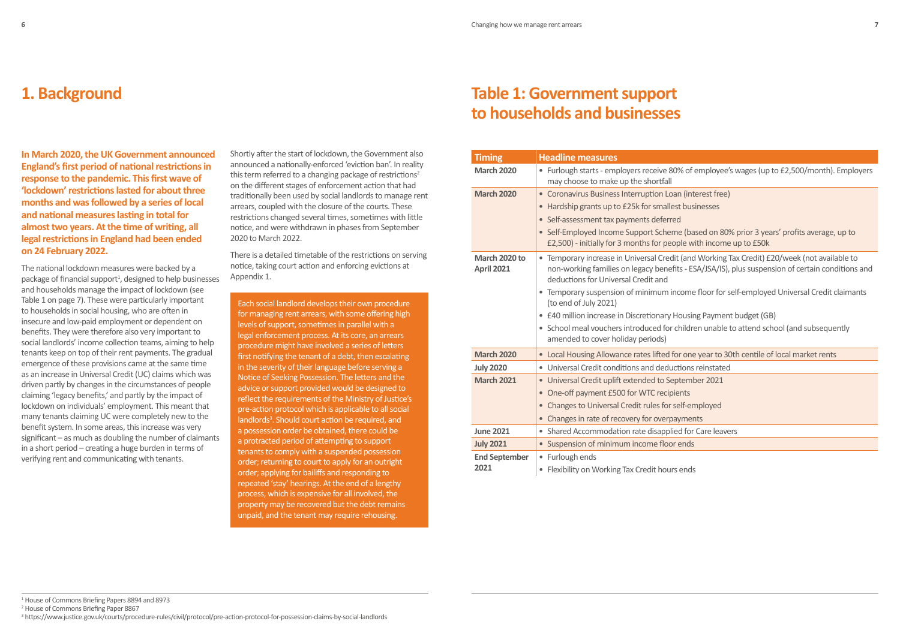# 1. Background

**In March 2020, the UK Government announced England's first period of national restrictions in response to the pandemic. This first wave of 'lockdown' restrictions lasted for about three months and was followed by a series of local and national measures lasting in total for almost two years. At the time of writing, all legal restrictions in England had been ended on 24 February 2022.**

The national lockdown measures were backed by a package of financial support[1], designed to help businesses and households manage the impact of lockdown (see Table 1 on page 7). These were particularly important to households in social housing, who are often in insecure and low-paid employment or dependent on benefits. They were therefore also very important to social landlords' income collection teams, aiming to help tenants keep on top of their rent payments. The gradual emergence of these provisions came at the same time as an increase in Universal Credit (UC) claims which was driven partly by changes in the circumstances of people claiming 'legacy benefits,' and partly by the impact of lockdown on individuals' employment. This meant that many tenants claiming UC were completely new to the benefit system. In some areas, this increase was very significant – as much as doubling the number of claimants in a short period – creating a huge burden in terms of verifying rent and communicating with tenants.

Shortly after the start of lockdown, the Government also announced a nationally-enforced 'eviction ban'. In reality this term referred to a changing package of restrictions[2] on the different stages of enforcement action that had traditionally been used by social landlords to manage rent arrears, coupled with the closure of the courts. These restrictions changed several times, sometimes with little notice, and were withdrawn in phases from September 2020 to March 2022.

There is a detailed timetable of the restrictions on serving notice, taking court action and enforcing evictions at Appendix 1.

Each social landlord develops their own procedure for managing rent arrears, with some offering high levels of support, sometimes in parallel with a legal enforcement process. At its core, an arrears procedure might have involved a series of letters first notifying the tenant of a debt, then escalating in the severity of their language before serving a Notice of Seeking Possession. The letters and the advice or support provided would be designed to reflect the requirements of the Ministry of Justice's pre-action protocol which is applicable to all social landlords[3]. Should court action be required, and a possession order be obtained, there could be a protracted period of attempting to support tenants to comply with a suspended possession order; returning to court to apply for an outright order; applying for bailiffs and responding to repeated 'stay' hearings. At the end of a lengthy process, which is expensive for all involved, the property may be recovered but the debt remains unpaid, and the tenant may require rehousing.

# Table 1: Government support to households and businesses

| Timing | Headline measures |
|---|---|
| March 2020 | • Furlough starts - employers receive 80% of employee's wages (up to £2,500/month). Employers may choose to make up the shortfall |
| March 2020 | • Coronavirus Business Interruption Loan (interest free)<br>• Hardship grants up to £25k for smallest businesses<br>• Self-assessment tax payments deferred<br>• Self-Employed Income Support Scheme (based on 80% prior 3 years' profits average, up to £2,500) - initially for 3 months for people with income up to £50k |
| March 2020 to April 2021 | • Temporary increase in Universal Credit (and Working Tax Credit) £20/week (not available to non-working families on legacy benefits - ESA/JSA/IS), plus suspension of certain conditions and deductions for Universal Credit and<br>• Temporary suspension of minimum income floor for self-employed Universal Credit claimants (to end of July 2021)<br>• £40 million increase in Discretionary Housing Payment budget (GB)<br>• School meal vouchers introduced for children unable to attend school (and subsequently amended to cover holiday periods) |
| March 2020 | • Local Housing Allowance rates lifted for one year to 30th centile of local market rents |
| July 2020 | • Universal Credit conditions and deductions reinstated |
| March 2021 | • Universal Credit uplift extended to September 2021<br>• One-off payment £500 for WTC recipients<br>• Changes to Universal Credit rules for self-employed<br>• Changes in rate of recovery for overpayments |
| June 2021 | • Shared Accommodation rate disapplied for Care leavers |
| July 2021 | • Suspension of minimum income floor ends |
| End September 2021 | • Furlough ends<br>• Flexibility on Working Tax Credit hours ends |

[1] House of Commons Briefing Papers 8894 and 8973
[2] House of Commons Briefing Paper 8867
[3] https://www.justice.gov.uk/courts/procedure-rules/civil/protocol/pre-action-protocol-for-possession-claims-by-social-landlords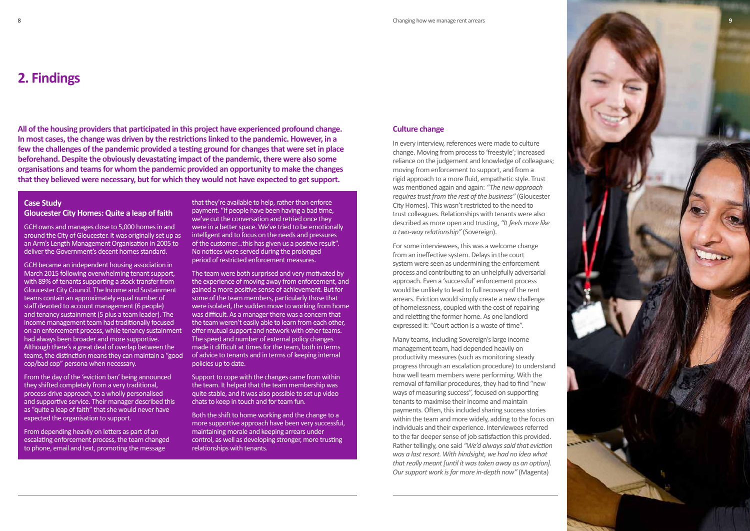# 2. Findings

**All of the housing providers that participated in this project have experienced profound change. In most cases, the change was driven by the restrictions linked to the pandemic. However, in a few the challenges of the pandemic provided a testing ground for changes that were set in place beforehand. Despite the obviously devastating impact of the pandemic, there were also some organisations and teams for whom the pandemic provided an opportunity to make the changes that they believed were necessary, but for which they would not have expected to get support.**

### Case Study
### Gloucester City Homes: Quite a leap of faith

GCH owns and manages close to 5,000 homes in and around the City of Gloucester. It was originally set up as an Arm's Length Management Organisation in 2005 to deliver the Government's decent homes standard.

GCH became an independent housing association in March 2015 following overwhelming tenant support, with 89% of tenants supporting a stock transfer from Gloucester City Council. The Income and Sustainment teams contain an approximately equal number of staff devoted to account management (6 people) and tenancy sustainment (5 plus a team leader). The income management team had traditionally focused on an enforcement process, while tenancy sustainment had always been broader and more supportive. Although there's a great deal of overlap between the teams, the distinction means they can maintain a "good cop/bad cop" persona when necessary.

From the day of the 'eviction ban' being announced they shifted completely from a very traditional, process-drive approach, to a wholly personalised and supportive service. Their manager described this as "quite a leap of faith" that she would never have expected the organisation to support.

From depending heavily on letters as part of an escalating enforcement process, the team changed to phone, email and text, promoting the message that they're available to help, rather than enforce payment. "If people have been having a bad time, we've cut the conversation and retried once they were in a better space. We've tried to be emotionally intelligent and to focus on the needs and pressures of the customer...this has given us a positive result". No notices were served during the prolonged period of restricted enforcement measures.

The team were both surprised and very motivated by the experience of moving away from enforcement, and gained a more positive sense of achievement. But for some of the team members, particularly those that were isolated, the sudden move to working from home was difficult. As a manager there was a concern that the team weren't easily able to learn from each other, offer mutual support and network with other teams. The speed and number of external policy changes made it difficult at times for the team, both in terms of advice to tenants and in terms of keeping internal policies up to date.

Support to cope with the changes came from within the team. It helped that the team membership was quite stable, and it was also possible to set up video chats to keep in touch and for team fun.

Both the shift to home working and the change to a more supportive approach have been very successful, maintaining morale and keeping arrears under control, as well as developing stronger, more trusting relationships with tenants.

### Culture change

In every interview, references were made to culture change. Moving from process to 'freestyle'; increased reliance on the judgement and knowledge of colleagues; moving from enforcement to support, and from a rigid approach to a more fluid, empathetic style. Trust was mentioned again and again: *"The new approach requires trust from the rest of the business"* (Gloucester City Homes). This wasn't restricted to the need to trust colleagues. Relationships with tenants were also described as more open and trusting, *"It feels more like a two-way relationship"* (Sovereign).

For some interviewees, this was a welcome change from an ineffective system. Delays in the court system were seen as undermining the enforcement process and contributing to an unhelpfully adversarial approach. Even a 'successful' enforcement process would be unlikely to lead to full recovery of the rent arrears. Eviction would simply create a new challenge of homelessness, coupled with the cost of repairing and reletting the former home. As one landlord expressed it: "Court action is a waste of time".

Many teams, including Sovereign's large income management team, had depended heavily on productivity measures (such as monitoring steady progress through an escalation procedure) to understand how well team members were performing. With the removal of familiar procedures, they had to find "new ways of measuring success", focused on supporting tenants to maximise their income and maintain payments. Often, this included sharing success stories within the team and more widely, adding to the focus on individuals and their experience. Interviewees referred to the far deeper sense of job satisfaction this provided. Rather tellingly, one said *"We'd always said that eviction was a last resort. With hindsight, we had no idea what that really meant [until it was taken away as an option]. Our support work is far more in-depth now"* (Magenta)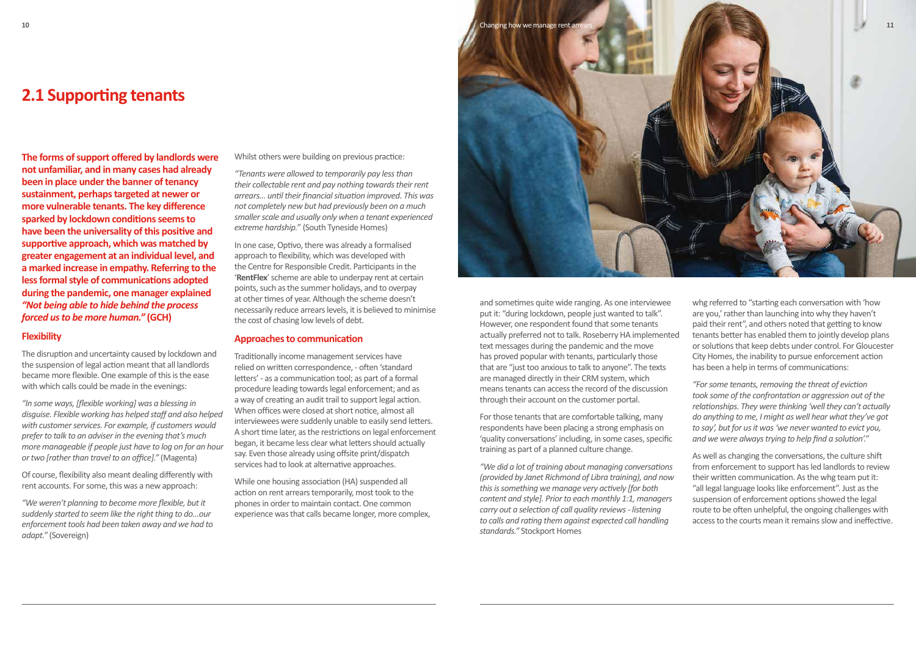## 2.1 Supporting tenants

**The forms of support offered by landlords were not unfamiliar, and in many cases had already been in place under the banner of tenancy sustainment, perhaps targeted at newer or more vulnerable tenants. The key difference sparked by lockdown conditions seems to have been the universality of this positive and supportive approach, which was matched by greater engagement at an individual level, and a marked increase in empathy. Referring to the less formal style of communications adopted during the pandemic, one manager explained *"Not being able to hide behind the process forced us to be more human."* (GCH)**

### Flexibility

The disruption and uncertainty caused by lockdown and the suspension of legal action meant that all landlords became more flexible. One example of this is the ease with which calls could be made in the evenings:

*"In some ways, [flexible working] was a blessing in disguise. Flexible working has helped staff and also helped with customer services. For example, if customers would prefer to talk to an adviser in the evening that's much more manageable if people just have to log on for an hour or two [rather than travel to an office]."* (Magenta)

Of course, flexibility also meant dealing differently with rent accounts. For some, this was a new approach:

*"We weren't planning to become more flexible, but it suddenly started to seem like the right thing to do…our enforcement tools had been taken away and we had to adapt."* (Sovereign)

Whilst others were building on previous practice:

*"Tenants were allowed to temporarily pay less than their collectable rent and pay nothing towards their rent arrears… until their financial situation improved. This was not completely new but had previously been on a much smaller scale and usually only when a tenant experienced extreme hardship."* (South Tyneside Homes)

In one case, Optivo, there was already a formalised approach to flexibility, which was developed with the Centre for Responsible Credit. Participants in the '**RentFlex**' scheme are able to underpay rent at certain points, such as the summer holidays, and to overpay at other times of year. Although the scheme doesn't necessarily reduce arrears levels, it is believed to minimise the cost of chasing low levels of debt.

### Approaches to communication

Traditionally income management services have relied on written correspondence, - often 'standard letters' - as a communication tool; as part of a formal procedure leading towards legal enforcement; and as a way of creating an audit trail to support legal action. When offices were closed at short notice, almost all interviewees were suddenly unable to easily send letters. A short time later, as the restrictions on legal enforcement began, it became less clear what letters should actually say. Even those already using offsite print/dispatch services had to look at alternative approaches.

While one housing association (HA) suspended all action on rent arrears temporarily, most took to the phones in order to maintain contact. One common experience was that calls became longer, more complex, and sometimes quite wide ranging. As one interviewee put it: "during lockdown, people just wanted to talk". However, one respondent found that some tenants actually preferred not to talk. Roseberry HA implemented text messages during the pandemic and the move has proved popular with tenants, particularly those that are "just too anxious to talk to anyone". The texts are managed directly in their CRM system, which means tenants can access the record of the discussion through their account on the customer portal.

For those tenants that are comfortable talking, many respondents have been placing a strong emphasis on 'quality conversations' including, in some cases, specific training as part of a planned culture change.

*"We did a lot of training about managing conversations (provided by Janet Richmond of Libra training), and now this is something we manage very actively [for both content and style]. Prior to each monthly 1:1, managers carry out a selection of call quality reviews - listening to calls and rating them against expected call handling standards."* Stockport Homes

whg referred to "starting each conversation with 'how are you,' rather than launching into why they haven't paid their rent", and others noted that getting to know tenants better has enabled them to jointly develop plans or solutions that keep debts under control. For Gloucester City Homes, the inability to pursue enforcement action has been a help in terms of communications:

*"For some tenants, removing the threat of eviction took some of the confrontation or aggression out of the relationships. They were thinking 'well they can't actually do anything to me, I might as well hear what they've got to say', but for us it was 'we never wanted to evict you, and we were always trying to help find a solution'."*

As well as changing the conversations, the culture shift from enforcement to support has led landlords to review their written communication. As the whg team put it: "all legal language looks like enforcement". Just as the suspension of enforcement options showed the legal route to be often unhelpful, the ongoing challenges with access to the courts mean it remains slow and ineffective.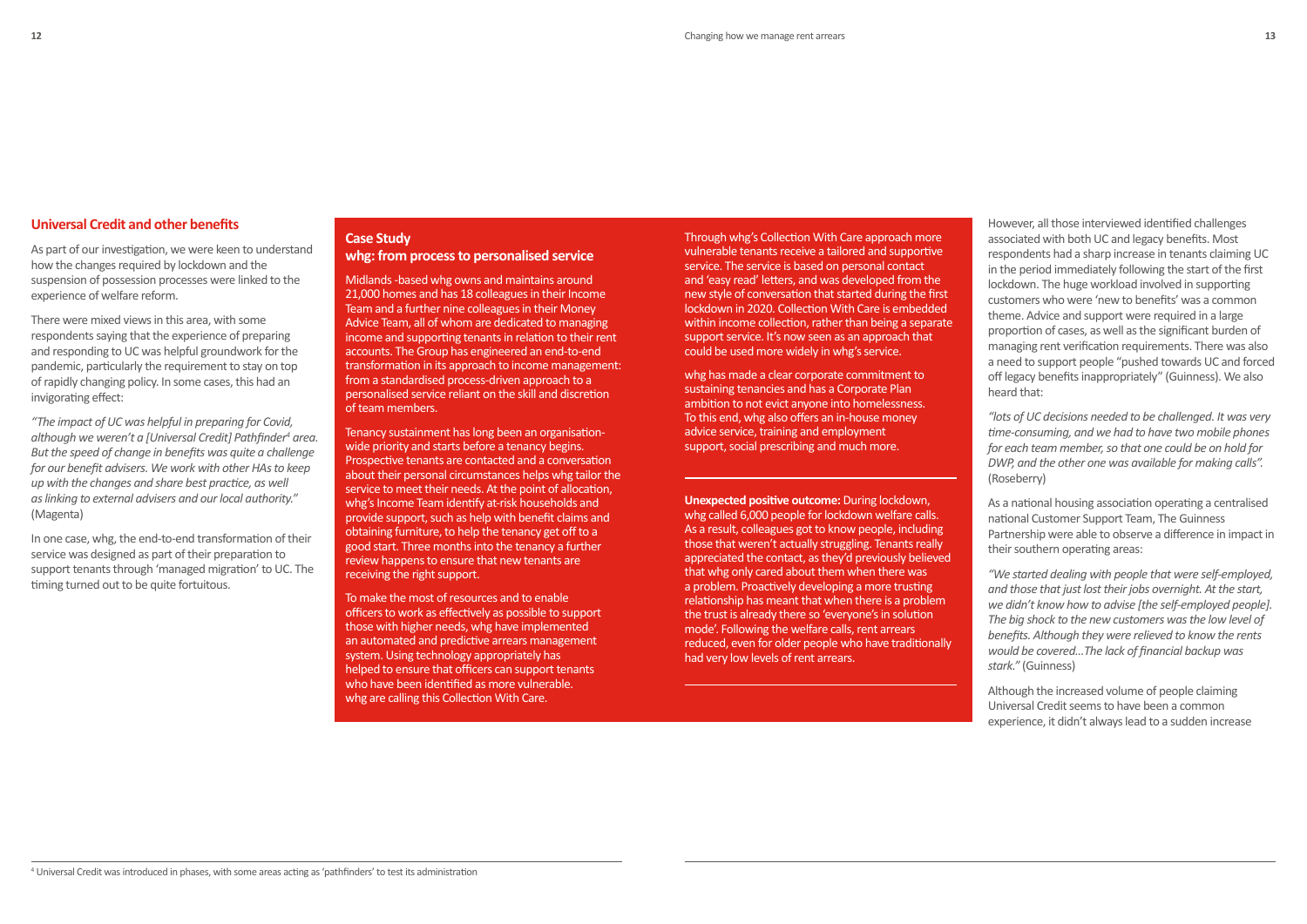## Universal Credit and other benefits

As part of our investigation, we were keen to understand how the changes required by lockdown and the suspension of possession processes were linked to the experience of welfare reform.

There were mixed views in this area, with some respondents saying that the experience of preparing and responding to UC was helpful groundwork for the pandemic, particularly the requirement to stay on top of rapidly changing policy. In some cases, this had an invigorating effect:

*"The impact of UC was helpful in preparing for Covid, although we weren't a [Universal Credit] Pathfinder[4] area. But the speed of change in benefits was quite a challenge for our benefit advisers. We work with other HAs to keep up with the changes and share best practice, as well as linking to external advisers and our local authority."* (Magenta)

In one case, whg, the end-to-end transformation of their service was designed as part of their preparation to support tenants through 'managed migration' to UC. The timing turned out to be quite fortuitous.

### Case Study
### whg: from process to personalised service

Midlands -based whg owns and maintains around 21,000 homes and has 18 colleagues in their Income Team and a further nine colleagues in their Money Advice Team, all of whom are dedicated to managing income and supporting tenants in relation to their rent accounts. The Group has engineered an end-to-end transformation in its approach to income management: from a standardised process-driven approach to a personalised service reliant on the skill and discretion of team members.

Tenancy sustainment has long been an organisation-wide priority and starts before a tenancy begins. Prospective tenants are contacted and a conversation about their personal circumstances helps whg tailor the service to meet their needs. At the point of allocation, whg's Income Team identify at-risk households and provide support, such as help with benefit claims and obtaining furniture, to help the tenancy get off to a good start. Three months into the tenancy a further review happens to ensure that new tenants are receiving the right support.

To make the most of resources and to enable officers to work as effectively as possible to support those with higher needs, whg have implemented an automated and predictive arrears management system. Using technology appropriately has helped to ensure that officers can support tenants who have been identified as more vulnerable. whg are calling this Collection With Care.

Through whg's Collection With Care approach more vulnerable tenants receive a tailored and supportive service. The service is based on personal contact and 'easy read' letters, and was developed from the new style of conversation that started during the first lockdown in 2020. Collection With Care is embedded within income collection, rather than being a separate support service. It's now seen as an approach that could be used more widely in whg's service.

whg has made a clear corporate commitment to sustaining tenancies and has a Corporate Plan ambition to not evict anyone into homelessness. To this end, whg also offers an in-house money advice service, training and employment support, social prescribing and much more.

**Unexpected positive outcome:** During lockdown, whg called 6,000 people for lockdown welfare calls. As a result, colleagues got to know people, including those that weren't actually struggling. Tenants really appreciated the contact, as they'd previously believed that whg only cared about them when there was a problem. Proactively developing a more trusting relationship has meant that when there is a problem the trust is already there so 'everyone's in solution mode'. Following the welfare calls, rent arrears reduced, even for older people who have traditionally had very low levels of rent arrears.

However, all those interviewed identified challenges associated with both UC and legacy benefits. Most respondents had a sharp increase in tenants claiming UC in the period immediately following the start of the first lockdown. The huge workload involved in supporting customers who were 'new to benefits' was a common theme. Advice and support were required in a large proportion of cases, as well as the significant burden of managing rent verification requirements. There was also a need to support people "pushed towards UC and forced off legacy benefits inappropriately" (Guinness). We also heard that:

*"lots of UC decisions needed to be challenged. It was very time-consuming, and we had to have two mobile phones for each team member, so that one could be on hold for DWP, and the other one was available for making calls".* (Roseberry)

As a national housing association operating a centralised national Customer Support Team, The Guinness Partnership were able to observe a difference in impact in their southern operating areas:

*"We started dealing with people that were self-employed, and those that just lost their jobs overnight. At the start, we didn't know how to advise [the self-employed people]. The big shock to the new customers was the low level of benefits. Although they were relieved to know the rents would be covered…The lack of financial backup was stark."* (Guinness)

Although the increased volume of people claiming Universal Credit seems to have been a common experience, it didn't always lead to a sudden increase

[4] Universal Credit was introduced in phases, with some areas acting as 'pathfinders' to test its administration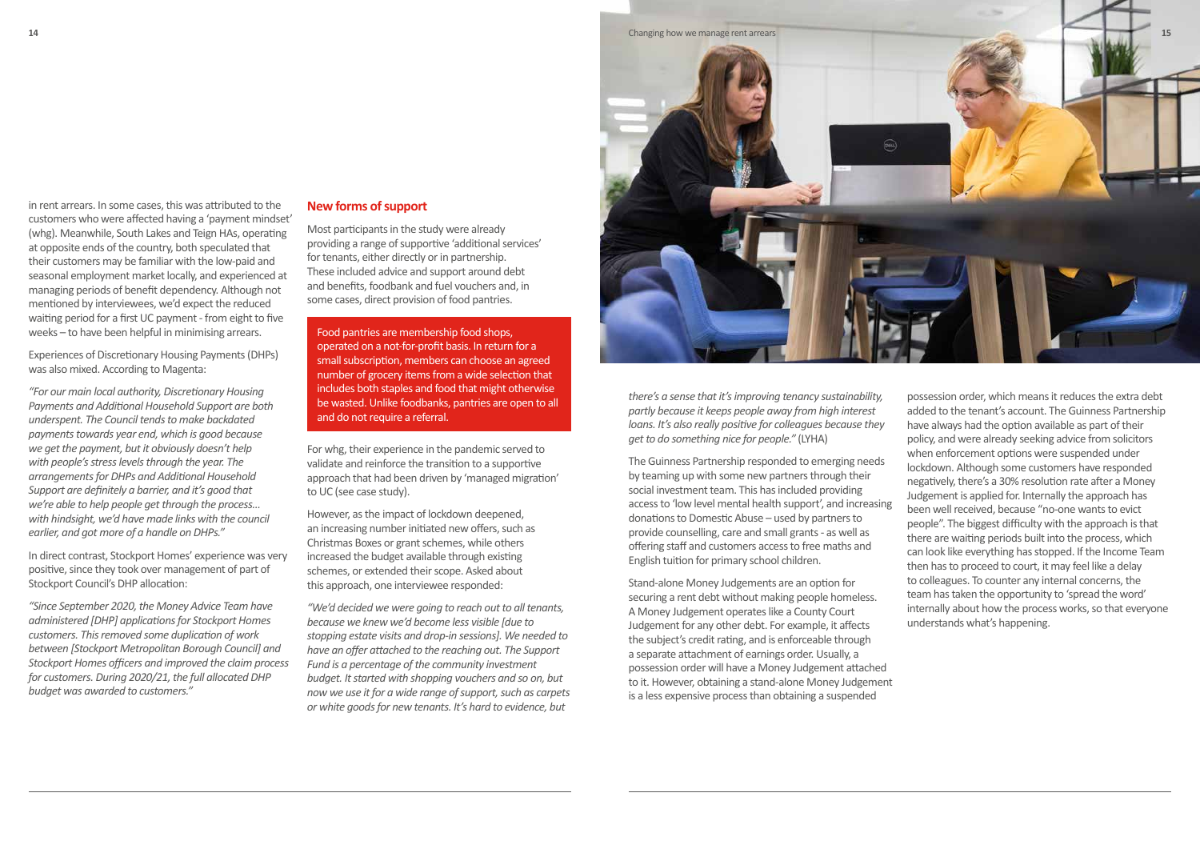in rent arrears. In some cases, this was attributed to the customers who were affected having a 'payment mindset' (whg). Meanwhile, South Lakes and Teign HAs, operating at opposite ends of the country, both speculated that their customers may be familiar with the low-paid and seasonal employment market locally, and experienced at managing periods of benefit dependency. Although not mentioned by interviewees, we'd expect the reduced waiting period for a first UC payment - from eight to five weeks – to have been helpful in minimising arrears.

Experiences of Discretionary Housing Payments (DHPs) was also mixed. According to Magenta:

*"For our main local authority, Discretionary Housing Payments and Additional Household Support are both underspent. The Council tends to make backdated payments towards year end, which is good because we get the payment, but it obviously doesn't help with people's stress levels through the year. The arrangements for DHPs and Additional Household Support are definitely a barrier, and it's good that we're able to help people get through the process... with hindsight, we'd have made links with the council earlier, and got more of a handle on DHPs."*

In direct contrast, Stockport Homes' experience was very positive, since they took over management of part of Stockport Council's DHP allocation:

*"Since September 2020, the Money Advice Team have administered [DHP] applications for Stockport Homes customers. This removed some duplication of work between [Stockport Metropolitan Borough Council] and Stockport Homes officers and improved the claim process for customers. During 2020/21, the full allocated DHP budget was awarded to customers."*

## New forms of support

Most participants in the study were already providing a range of supportive 'additional services' for tenants, either directly or in partnership. These included advice and support around debt and benefits, foodbank and fuel vouchers and, in some cases, direct provision of food pantries.

> Food pantries are membership food shops, operated on a not-for-profit basis. In return for a small subscription, members can choose an agreed number of grocery items from a wide selection that includes both staples and food that might otherwise be wasted. Unlike foodbanks, pantries are open to all and do not require a referral.

For whg, their experience in the pandemic served to validate and reinforce the transition to a supportive approach that had been driven by 'managed migration' to UC (see case study).

However, as the impact of lockdown deepened, an increasing number initiated new offers, such as Christmas Boxes or grant schemes, while others increased the budget available through existing schemes, or extended their scope. Asked about this approach, one interviewee responded:

*"We'd decided we were going to reach out to all tenants, because we knew we'd become less visible [due to stopping estate visits and drop-in sessions]. We needed to have an offer attached to the reaching out. The Support Fund is a percentage of the community investment budget. It started with shopping vouchers and so on, but now we use it for a wide range of support, such as carpets or white goods for new tenants. It's hard to evidence, but there's a sense that it's improving tenancy sustainability, partly because it keeps people away from high interest loans. It's also really positive for colleagues because they get to do something nice for people."* (LYHA)

The Guinness Partnership responded to emerging needs by teaming up with some new partners through their social investment team. This has included providing access to 'low level mental health support', and increasing donations to Domestic Abuse – used by partners to provide counselling, care and small grants - as well as offering staff and customers access to free maths and English tuition for primary school children.

Stand-alone Money Judgements are an option for securing a rent debt without making people homeless. A Money Judgement operates like a County Court Judgement for any other debt. For example, it affects the subject's credit rating, and is enforceable through a separate attachment of earnings order. Usually, a possession order will have a Money Judgement attached to it. However, obtaining a stand-alone Money Judgement is a less expensive process than obtaining a suspended possession order, which means it reduces the extra debt added to the tenant's account. The Guinness Partnership have always had the option available as part of their policy, and were already seeking advice from solicitors when enforcement options were suspended under lockdown. Although some customers have responded negatively, there's a 30% resolution rate after a Money Judgement is applied for. Internally the approach has been well received, because "no-one wants to evict people". The biggest difficulty with the approach is that there are waiting periods built into the process, which can look like everything has stopped. If the Income Team then has to proceed to court, it may feel like a delay to colleagues. To counter any internal concerns, the team has taken the opportunity to 'spread the word' internally about how the process works, so that everyone understands what's happening.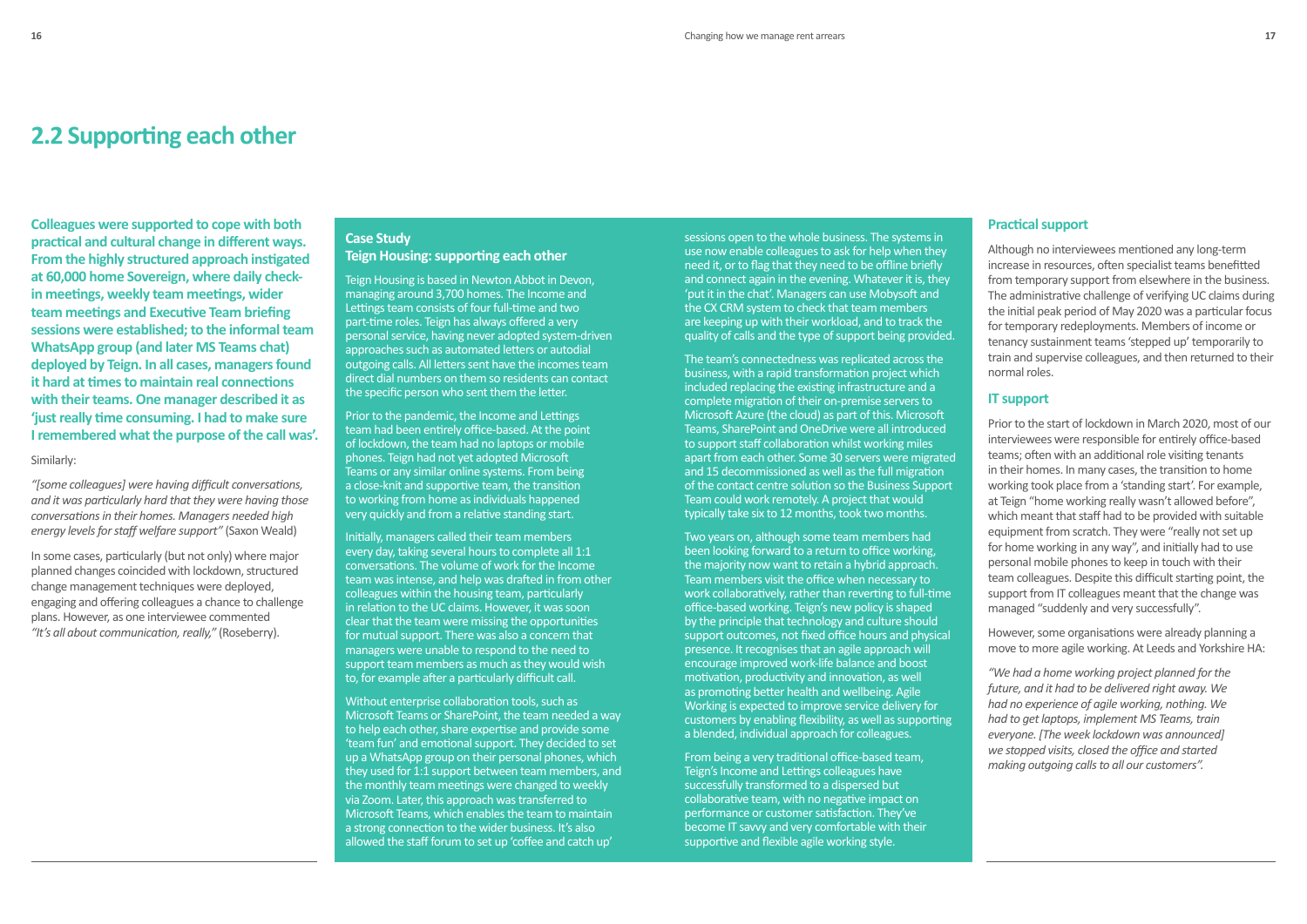## 2.2 Supporting each other

**Colleagues were supported to cope with both practical and cultural change in different ways. From the highly structured approach instigated at 60,000 home Sovereign, where daily check-in meetings, weekly team meetings, wider team meetings and Executive Team briefing sessions were established; to the informal team WhatsApp group (and later MS Teams chat) deployed by Teign. In all cases, managers found it hard at times to maintain real connections with their teams. One manager described it as 'just really time consuming. I had to make sure I remembered what the purpose of the call was'.**

Similarly:

*"[some colleagues] were having difficult conversations, and it was particularly hard that they were having those conversations in their homes. Managers needed high energy levels for staff welfare support"* (Saxon Weald)

In some cases, particularly (but not only) where major planned changes coincided with lockdown, structured change management techniques were deployed, engaging and offering colleagues a chance to challenge plans. However, as one interviewee commented *"It's all about communication, really,"* (Roseberry).

### Case Study
### Teign Housing: supporting each other

Teign Housing is based in Newton Abbot in Devon, managing around 3,700 homes. The Income and Lettings team consists of four full-time and two part-time roles. Teign has always offered a very personal service, having never adopted system-driven approaches such as automated letters or autodial outgoing calls. All letters sent have the incomes team direct dial numbers on them so residents can contact the specific person who sent them the letter.

Prior to the pandemic, the Income and Lettings team had been entirely office-based. At the point of lockdown, the team had no laptops or mobile phones. Teign had not yet adopted Microsoft Teams or any similar online systems. From being a close-knit and supportive team, the transition to working from home as individuals happened very quickly and from a relative standing start.

Initially, managers called their team members every day, taking several hours to complete all 1:1 conversations. The volume of work for the Income team was intense, and help was drafted in from other colleagues within the housing team, particularly in relation to the UC claims. However, it was soon clear that the team were missing the opportunities for mutual support. There was also a concern that managers were unable to respond to the need to support team members as much as they would wish to, for example after a particularly difficult call.

Without enterprise collaboration tools, such as Microsoft Teams or SharePoint, the team needed a way to help each other, share expertise and provide some 'team fun' and emotional support. They decided to set up a WhatsApp group on their personal phones, which they used for 1:1 support between team members, and the monthly team meetings were changed to weekly via Zoom. Later, this approach was transferred to Microsoft Teams, which enables the team to maintain a strong connection to the wider business. It's also allowed the staff forum to set up 'coffee and catch up' sessions open to the whole business. The systems in use now enable colleagues to ask for help when they need it, or to flag that they need to be offline briefly and connect again in the evening. Whatever it is, they 'put it in the chat'. Managers can use Mobysoft and the CX CRM system to check that team members are keeping up with their workload, and to track the quality of calls and the type of support being provided.

The team's connectedness was replicated across the business, with a rapid transformation project which included replacing the existing infrastructure and a complete migration of their on-premise servers to Microsoft Azure (the cloud) as part of this. Microsoft Teams, SharePoint and OneDrive were all introduced to support staff collaboration whilst working miles apart from each other. Some 30 servers were migrated and 15 decommissioned as well as the full migration of the contact centre solution so the Business Support Team could work remotely. A project that would typically take six to 12 months, took two months.

Two years on, although some team members had been looking forward to a return to office working, the majority now want to retain a hybrid approach. Team members visit the office when necessary to work collaboratively, rather than reverting to full-time office-based working. Teign's new policy is shaped by the principle that technology and culture should support outcomes, not fixed office hours and physical presence. It recognises that an agile approach will encourage improved work-life balance and boost motivation, productivity and innovation, as well as promoting better health and wellbeing. Agile Working is expected to improve service delivery for customers by enabling flexibility, as well as supporting a blended, individual approach for colleagues.

From being a very traditional office-based team, Teign's Income and Lettings colleagues have successfully transformed to a dispersed but collaborative team, with no negative impact on performance or customer satisfaction. They've become IT savvy and very comfortable with their supportive and flexible agile working style.

### Practical support

Although no interviewees mentioned any long-term increase in resources, often specialist teams benefitted from temporary support from elsewhere in the business. The administrative challenge of verifying UC claims during the initial peak period of May 2020 was a particular focus for temporary redeployments. Members of income or tenancy sustainment teams 'stepped up' temporarily to train and supervise colleagues, and then returned to their normal roles.

### IT support

Prior to the start of lockdown in March 2020, most of our interviewees were responsible for entirely office-based teams; often with an additional role visiting tenants in their homes. In many cases, the transition to home working took place from a 'standing start'. For example, at Teign "home working really wasn't allowed before", which meant that staff had to be provided with suitable equipment from scratch. They were "really not set up for home working in any way", and initially had to use personal mobile phones to keep in touch with their team colleagues. Despite this difficult starting point, the support from IT colleagues meant that the change was managed "suddenly and very successfully".

However, some organisations were already planning a move to more agile working. At Leeds and Yorkshire HA:

*"We had a home working project planned for the future, and it had to be delivered right away. We had no experience of agile working, nothing. We had to get laptops, implement MS Teams, train everyone. [The week lockdown was announced] we stopped visits, closed the office and started making outgoing calls to all our customers".*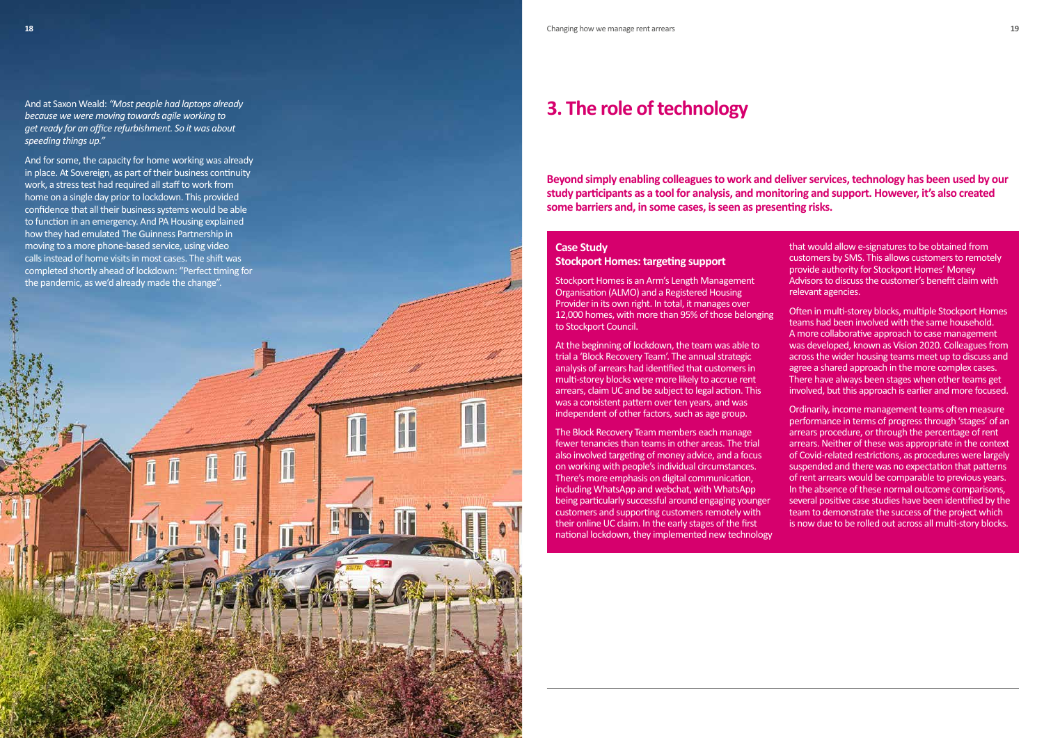And at Saxon Weald: *"Most people had laptops already because we were moving towards agile working to get ready for an office refurbishment. So it was about speeding things up."*

And for some, the capacity for home working was already in place. At Sovereign, as part of their business continuity work, a stress test had required all staff to work from home on a single day prior to lockdown. This provided confidence that all their business systems would be able to function in an emergency. And PA Housing explained how they had emulated The Guinness Partnership in moving to a more phone-based service, using video calls instead of home visits in most cases. The shift was completed shortly ahead of lockdown: "Perfect timing for the pandemic, as we'd already made the change".

# 3. The role of technology

**Beyond simply enabling colleagues to work and deliver services, technology has been used by our study participants as a tool for analysis, and monitoring and support. However, it's also created some barriers and, in some cases, is seen as presenting risks.**

### Case Study
### Stockport Homes: targeting support

Stockport Homes is an Arm's Length Management Organisation (ALMO) and a Registered Housing Provider in its own right. In total, it manages over 12,000 homes, with more than 95% of those belonging to Stockport Council.

At the beginning of lockdown, the team was able to trial a 'Block Recovery Team'. The annual strategic analysis of arrears had identified that customers in multi-storey blocks were more likely to accrue rent arrears, claim UC and be subject to legal action. This was a consistent pattern over ten years, and was independent of other factors, such as age group.

The Block Recovery Team members each manage fewer tenancies than teams in other areas. The trial also involved targeting of money advice, and a focus on working with people's individual circumstances. There's more emphasis on digital communication, including WhatsApp and webchat, with WhatsApp being particularly successful around engaging younger customers and supporting customers remotely with their online UC claim. In the early stages of the first national lockdown, they implemented new technology that would allow e-signatures to be obtained from customers by SMS. This allows customers to remotely provide authority for Stockport Homes' Money Advisors to discuss the customer's benefit claim with relevant agencies.

Often in multi-storey blocks, multiple Stockport Homes teams had been involved with the same household. A more collaborative approach to case management was developed, known as Vision 2020. Colleagues from across the wider housing teams meet up to discuss and agree a shared approach in the more complex cases. There have always been stages when other teams get involved, but this approach is earlier and more focused.

Ordinarily, income management teams often measure performance in terms of progress through 'stages' of an arrears procedure, or through the percentage of rent arrears. Neither of these was appropriate in the context of Covid-related restrictions, as procedures were largely suspended and there was no expectation that patterns of rent arrears would be comparable to previous years. In the absence of these normal outcome comparisons, several positive case studies have been identified by the team to demonstrate the success of the project which is now due to be rolled out across all multi-story blocks.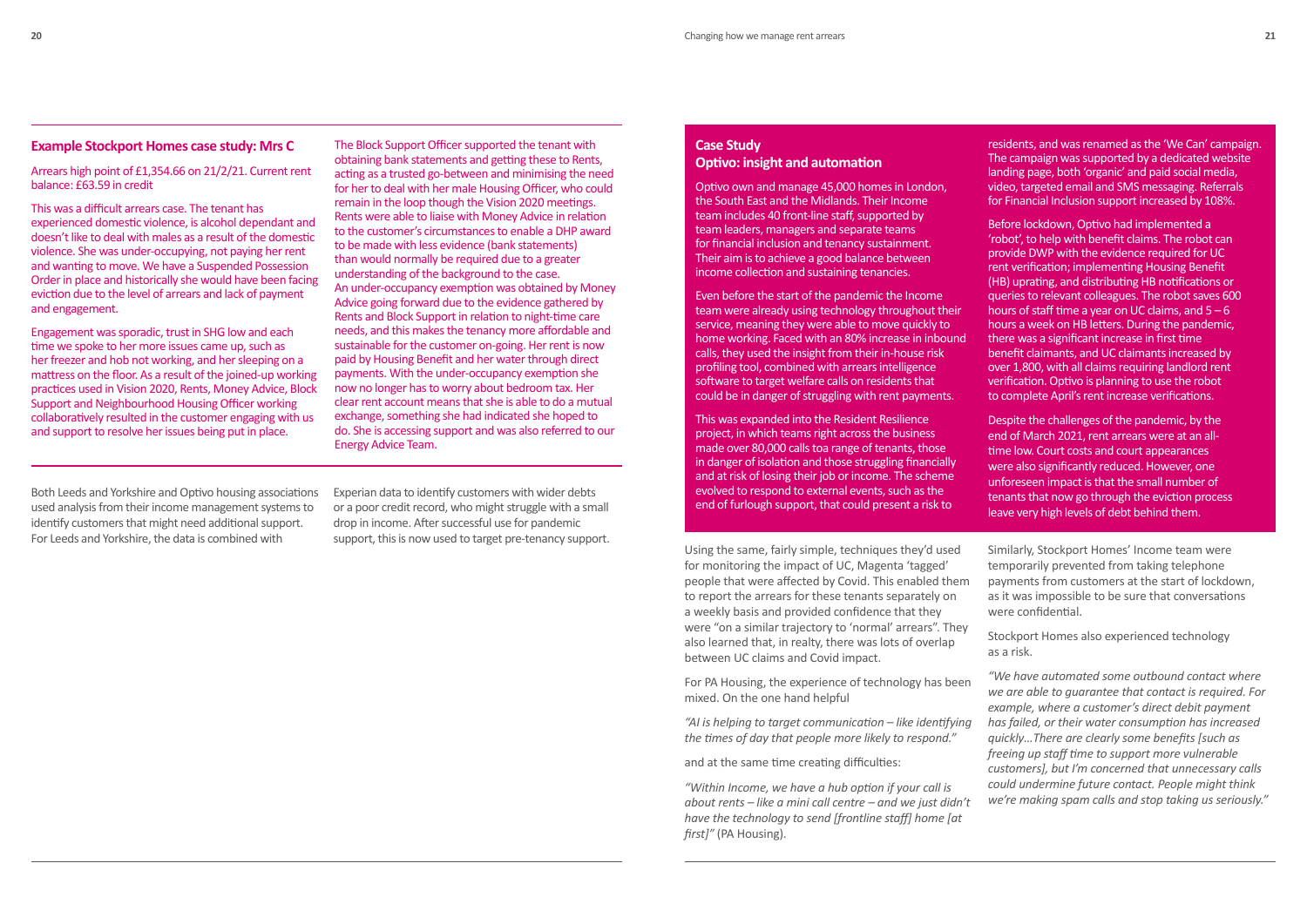## Example Stockport Homes case study: Mrs C

Arrears high point of £1,354.66 on 21/2/21. Current rent balance: £63.59 in credit

This was a difficult arrears case. The tenant has experienced domestic violence, is alcohol dependant and doesn't like to deal with males as a result of the domestic violence. She was under-occupying, not paying her rent and wanting to move. We have a Suspended Possession Order in place and historically she would have been facing eviction due to the level of arrears and lack of payment and engagement.

Engagement was sporadic, trust in SHG low and each time we spoke to her more issues came up, such as her freezer and hob not working, and her sleeping on a mattress on the floor. As a result of the joined-up working practices used in Vision 2020, Rents, Money Advice, Block Support and Neighbourhood Housing Officer working collaboratively resulted in the customer engaging with us and support to resolve her issues being put in place.

The Block Support Officer supported the tenant with obtaining bank statements and getting these to Rents, acting as a trusted go-between and minimising the need for her to deal with her male Housing Officer, who could remain in the loop though the Vision 2020 meetings. Rents were able to liaise with Money Advice in relation to the customer's circumstances to enable a DHP award to be made with less evidence (bank statements) than would normally be required due to a greater understanding of the background to the case. An under-occupancy exemption was obtained by Money Advice going forward due to the evidence gathered by Rents and Block Support in relation to night-time care needs, and this makes the tenancy more affordable and sustainable for the customer on-going. Her rent is now paid by Housing Benefit and her water through direct payments. With the under-occupancy exemption she now no longer has to worry about bedroom tax. Her clear rent account means that she is able to do a mutual exchange, something she had indicated she hoped to do. She is accessing support and was also referred to our Energy Advice Team.

Both Leeds and Yorkshire and Optivo housing associations used analysis from their income management systems to identify customers that might need additional support. For Leeds and Yorkshire, the data is combined with Experian data to identify customers with wider debts or a poor credit record, who might struggle with a small drop in income. After successful use for pandemic support, this is now used to target pre-tenancy support.

## Case Study
## Optivo: insight and automation

Optivo own and manage 45,000 homes in London, the South East and the Midlands. Their Income team includes 40 front-line staff, supported by team leaders, managers and separate teams for financial inclusion and tenancy sustainment. Their aim is to achieve a good balance between income collection and sustaining tenancies.

Even before the start of the pandemic the Income team were already using technology throughout their service, meaning they were able to move quickly to home working. Faced with an 80% increase in inbound calls, they used the insight from their in-house risk profiling tool, combined with arrears intelligence software to target welfare calls on residents that could be in danger of struggling with rent payments.

This was expanded into the Resident Resilience project, in which teams right across the business made over 80,000 calls toa range of tenants, those in danger of isolation and those struggling financially and at risk of losing their job or income. The scheme evolved to respond to external events, such as the end of furlough support, that could present a risk to residents, and was renamed as the 'We Can' campaign. The campaign was supported by a dedicated website landing page, both 'organic' and paid social media, video, targeted email and SMS messaging. Referrals for Financial Inclusion support increased by 108%.

Before lockdown, Optivo had implemented a 'robot', to help with benefit claims. The robot can provide DWP with the evidence required for UC rent verification; implementing Housing Benefit (HB) uprating, and distributing HB notifications or queries to relevant colleagues. The robot saves 600 hours of staff time a year on UC claims, and 5 – 6 hours a week on HB letters. During the pandemic, there was a significant increase in first time benefit claimants, and UC claimants increased by over 1,800, with all claims requiring landlord rent verification. Optivo is planning to use the robot to complete April's rent increase verifications.

Despite the challenges of the pandemic, by the end of March 2021, rent arrears were at an all-time low. Court costs and court appearances were also significantly reduced. However, one unforeseen impact is that the small number of tenants that now go through the eviction process leave very high levels of debt behind them.

Using the same, fairly simple, techniques they'd used for monitoring the impact of UC, Magenta 'tagged' people that were affected by Covid. This enabled them to report the arrears for these tenants separately on a weekly basis and provided confidence that they were "on a similar trajectory to 'normal' arrears". They also learned that, in realty, there was lots of overlap between UC claims and Covid impact.

For PA Housing, the experience of technology has been mixed. On the one hand helpful

*"AI is helping to target communication – like identifying the times of day that people more likely to respond."*

and at the same time creating difficulties:

*"Within Income, we have a hub option if your call is about rents – like a mini call centre – and we just didn't have the technology to send [frontline staff] home [at first]"* (PA Housing).

Similarly, Stockport Homes' Income team were temporarily prevented from taking telephone payments from customers at the start of lockdown, as it was impossible to be sure that conversations were confidential.

Stockport Homes also experienced technology as a risk.

*"We have automated some outbound contact where we are able to guarantee that contact is required. For example, where a customer's direct debit payment has failed, or their water consumption has increased quickly…There are clearly some benefits [such as freeing up staff time to support more vulnerable customers], but I'm concerned that unnecessary calls could undermine future contact. People might think we're making spam calls and stop taking us seriously."*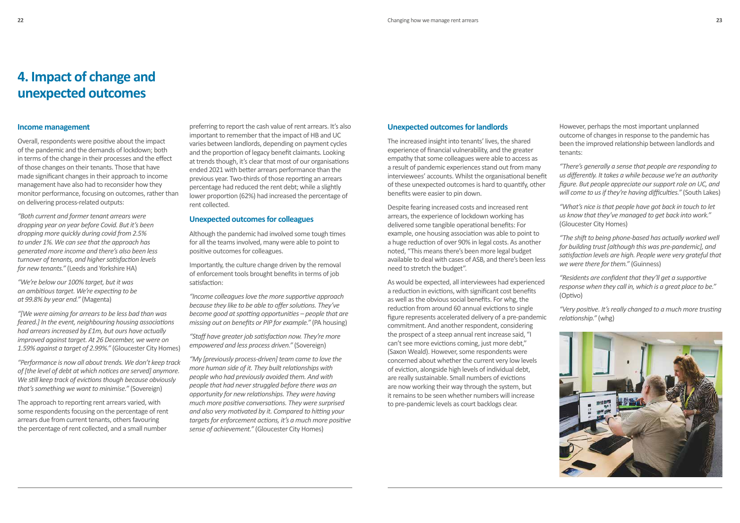# 4. Impact of change and unexpected outcomes

## Income management

Overall, respondents were positive about the impact of the pandemic and the demands of lockdown; both in terms of the change in their processes and the effect of those changes on their tenants. Those that have made significant changes in their approach to income management have also had to reconsider how they monitor performance, focusing on outcomes, rather than on delivering process-related outputs:

*"Both current and former tenant arrears were dropping year on year before Covid. But it's been dropping more quickly during covid from 2.5% to under 1%. We can see that the approach has generated more income and there's also been less turnover of tenants, and higher satisfaction levels for new tenants."* (Leeds and Yorkshire HA)

*"We're below our 100% target, but it was an ambitious target. We're expecting to be at 99.8% by year end."* (Magenta)

*"[We were aiming for arrears to be less bad than was feared.] In the event, neighbouring housing associations had arrears increased by £1m, but ours have actually improved against target. At 26 December, we were on 1.59% against a target of 2.99%."* (Gloucester City Homes)

*"Performance is now all about trends. We don't keep track of [the level of debt at which notices are served] anymore. We still keep track of evictions though because obviously that's something we want to minimise."* (Sovereign)

The approach to reporting rent arrears varied, with some respondents focusing on the percentage of rent arrears due from current tenants, others favouring the percentage of rent collected, and a small number preferring to report the cash value of rent arrears. It's also important to remember that the impact of HB and UC varies between landlords, depending on payment cycles and the proportion of legacy benefit claimants. Looking at trends though, it's clear that most of our organisations ended 2021 with better arrears performance than the previous year. Two-thirds of those reporting an arrears percentage had reduced the rent debt; while a slightly lower proportion (62%) had increased the percentage of rent collected.

## Unexpected outcomes for colleagues

Although the pandemic had involved some tough times for all the teams involved, many were able to point to positive outcomes for colleagues.

Importantly, the culture change driven by the removal of enforcement tools brought benefits in terms of job satisfaction:

*"Income colleagues love the more supportive approach because they like to be able to offer solutions. They've become good at spotting opportunities – people that are missing out on benefits or PIP for example."* (PA housing)

*"Staff have greater job satisfaction now. They're more empowered and less process driven."* (Sovereign)

*"My [previously process-driven] team came to love the more human side of it. They built relationships with people who had previously avoided them. And with people that had never struggled before there was an opportunity for new relationships. They were having much more positive conversations. They were surprised and also very motivated by it. Compared to hitting your targets for enforcement actions, it's a much more positive sense of achievement."* (Gloucester City Homes)

## Unexpected outcomes for landlords

The increased insight into tenants' lives, the shared experience of financial vulnerability, and the greater empathy that some colleagues were able to access as a result of pandemic experiences stand out from many interviewees' accounts. Whilst the organisational benefit of these unexpected outcomes is hard to quantify, other benefits were easier to pin down.

Despite fearing increased costs and increased rent arrears, the experience of lockdown working has delivered some tangible operational benefits: For example, one housing association was able to point to a huge reduction of over 90% in legal costs. As another noted, "This means there's been more legal budget available to deal with cases of ASB, and there's been less need to stretch the budget".

As would be expected, all interviewees had experienced a reduction in evictions, with significant cost benefits as well as the obvious social benefits. For whg, the reduction from around 60 annual evictions to single figure represents accelerated delivery of a pre-pandemic commitment. And another respondent, considering the prospect of a steep annual rent increase said, "I can't see more evictions coming, just more debt," (Saxon Weald). However, some respondents were concerned about whether the current very low levels of eviction, alongside high levels of individual debt, are really sustainable. Small numbers of evictions are now working their way through the system, but it remains to be seen whether numbers will increase to pre-pandemic levels as court backlogs clear.

However, perhaps the most important unplanned outcome of changes in response to the pandemic has been the improved relationship between landlords and tenants:

*"There's generally a sense that people are responding to us differently. It takes a while because we're an authority figure. But people appreciate our support role on UC, and will come to us if they're having difficulties."* (South Lakes)

*"What's nice is that people have got back in touch to let us know that they've managed to get back into work."* (Gloucester City Homes)

*"The shift to being phone-based has actually worked well for building trust [although this was pre-pandemic], and satisfaction levels are high. People were very grateful that we were there for them."* (Guinness)

*"Residents are confident that they'll get a supportive response when they call in, which is a great place to be."* (Optivo)

*"Very positive. It's really changed to a much more trusting relationship."* (whg)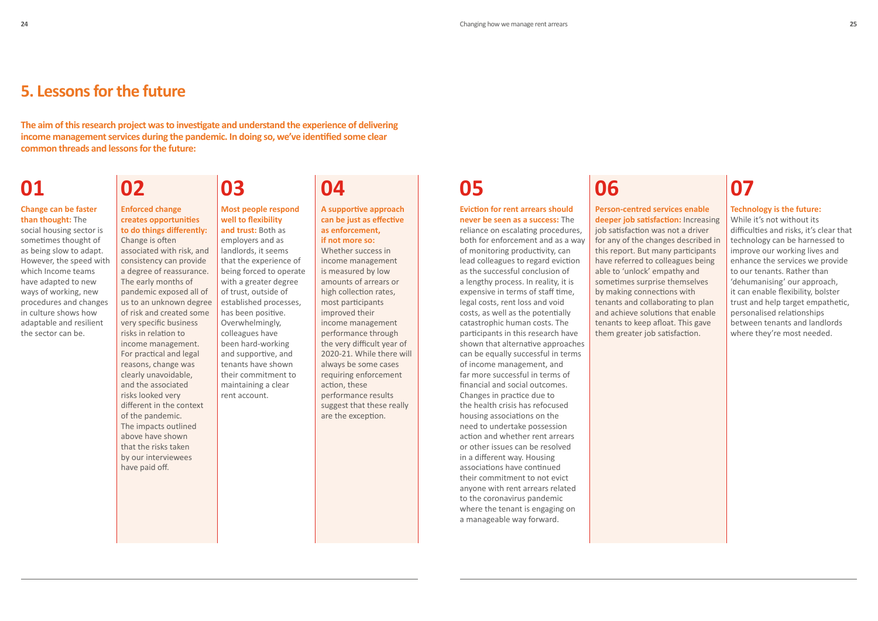# 5. Lessons for the future

**The aim of this research project was to investigate and understand the experience of delivering income management services during the pandemic. In doing so, we've identified some clear common threads and lessons for the future:**

## 01

**Change can be faster than thought:** The social housing sector is sometimes thought of as being slow to adapt. However, the speed with which Income teams have adapted to new ways of working, new procedures and changes in culture shows how adaptable and resilient the sector can be.

## 02

**Enforced change creates opportunities to do things differently:** Change is often associated with risk, and consistency can provide a degree of reassurance. The early months of pandemic exposed all of us to an unknown degree of risk and created some very specific business risks in relation to income management. For practical and legal reasons, change was clearly unavoidable, and the associated risks looked very different in the context of the pandemic. The impacts outlined above have shown that the risks taken by our interviewees have paid off.

## 03

**Most people respond well to flexibility and trust:** Both as employers and as landlords, it seems that the experience of being forced to operate with a greater degree of trust, outside of established processes, has been positive. Overwhelmingly, colleagues have been hard-working and supportive, and tenants have shown their commitment to maintaining a clear rent account.

## 04

**A supportive approach can be just as effective as enforcement, if not more so:** Whether success in income management is measured by low amounts of arrears or high collection rates, most participants improved their income management performance through the very difficult year of 2020-21. While there will always be some cases requiring enforcement action, these performance results suggest that these really are the exception.

## 05

**Eviction for rent arrears should never be seen as a success:** The reliance on escalating procedures, both for enforcement and as a way of monitoring productivity, can lead colleagues to regard eviction as the successful conclusion of a lengthy process. In reality, it is expensive in terms of staff time, legal costs, rent loss and void costs, as well as the potentially catastrophic human costs. The participants in this research have shown that alternative approaches can be equally successful in terms of income management, and far more successful in terms of financial and social outcomes. Changes in practice due to the health crisis has refocused housing associations on the need to undertake possession action and whether rent arrears or other issues can be resolved in a different way. Housing associations have continued their commitment to not evict anyone with rent arrears related to the coronavirus pandemic where the tenant is engaging on a manageable way forward.

## 06

**Person-centred services enable deeper job satisfaction:** Increasing job satisfaction was not a driver for any of the changes described in this report. But many participants have referred to colleagues being able to 'unlock' empathy and sometimes surprise themselves by making connections with tenants and collaborating to plan and achieve solutions that enable tenants to keep afloat. This gave them greater job satisfaction.

## 07

**Technology is the future:** While it's not without its difficulties and risks, it's clear that technology can be harnessed to improve our working lives and enhance the services we provide to our tenants. Rather than 'dehumanising' our approach, it can enable flexibility, bolster trust and help target empathetic, personalised relationships between tenants and landlords where they're most needed.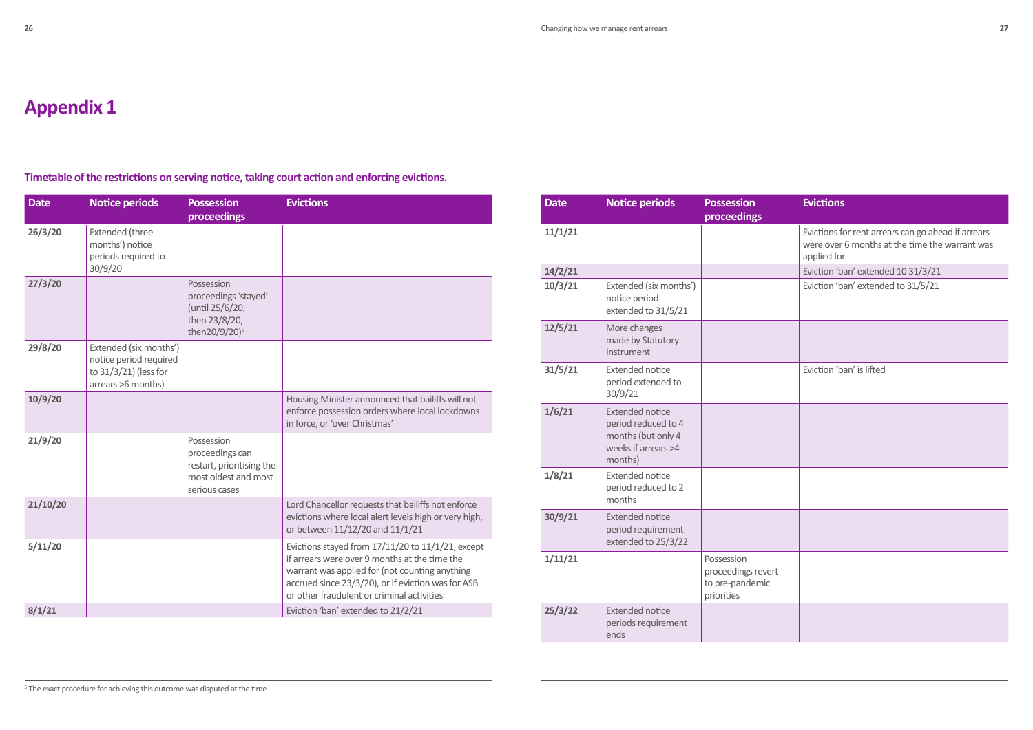# Appendix 1

### Timetable of the restrictions on serving notice, taking court action and enforcing evictions.

| Date | Notice periods | Possession proceedings | Evictions |
|---|---|---|---|
| 26/3/20 | Extended (three months') notice periods required to 30/9/20 | | |
| 27/3/20 | | Possession proceedings 'stayed' (until 25/6/20, then 23/8/20, then20/9/20)[5] | |
| 29/8/20 | Extended (six months') notice period required to 31/3/21) (less for arrears >6 months) | | |
| 10/9/20 | | | Housing Minister announced that bailiffs will not enforce possession orders where local lockdowns in force, or 'over Christmas' |
| 21/9/20 | | Possession proceedings can restart, prioritising the most oldest and most serious cases | |
| 21/10/20 | | | Lord Chancellor requests that bailiffs not enforce evictions where local alert levels high or very high, or between 11/12/20 and 11/1/21 |
| 5/11/20 | | | Evictions stayed from 17/11/20 to 11/1/21, except if arrears were over 9 months at the time the warrant was applied for (not counting anything accrued since 23/3/20), or if eviction was for ASB or other fraudulent or criminal activities |
| 8/1/21 | | | Eviction 'ban' extended to 21/2/21 |
| 11/1/21 | | | Evictions for rent arrears can go ahead if arrears were over 6 months at the time the warrant was applied for |
| 14/2/21 | | | Eviction 'ban' extended 10 31/3/21 |
| 10/3/21 | Extended (six months') notice period extended to 31/5/21 | | Eviction 'ban' extended to 31/5/21 |
| 12/5/21 | More changes made by Statutory Instrument | | |
| 31/5/21 | Extended notice period extended to 30/9/21 | | Eviction 'ban' is lifted |
| 1/6/21 | Extended notice period reduced to 4 months (but only 4 weeks if arrears >4 months) | | |
| 1/8/21 | Extended notice period reduced to 2 months | | |
| 30/9/21 | Extended notice period requirement extended to 25/3/22 | | |
| 1/11/21 | | Possession proceedings revert to pre-pandemic priorities | |
| 25/3/22 | Extended notice periods requirement ends | | |

[5] The exact procedure for achieving this outcome was disputed at the time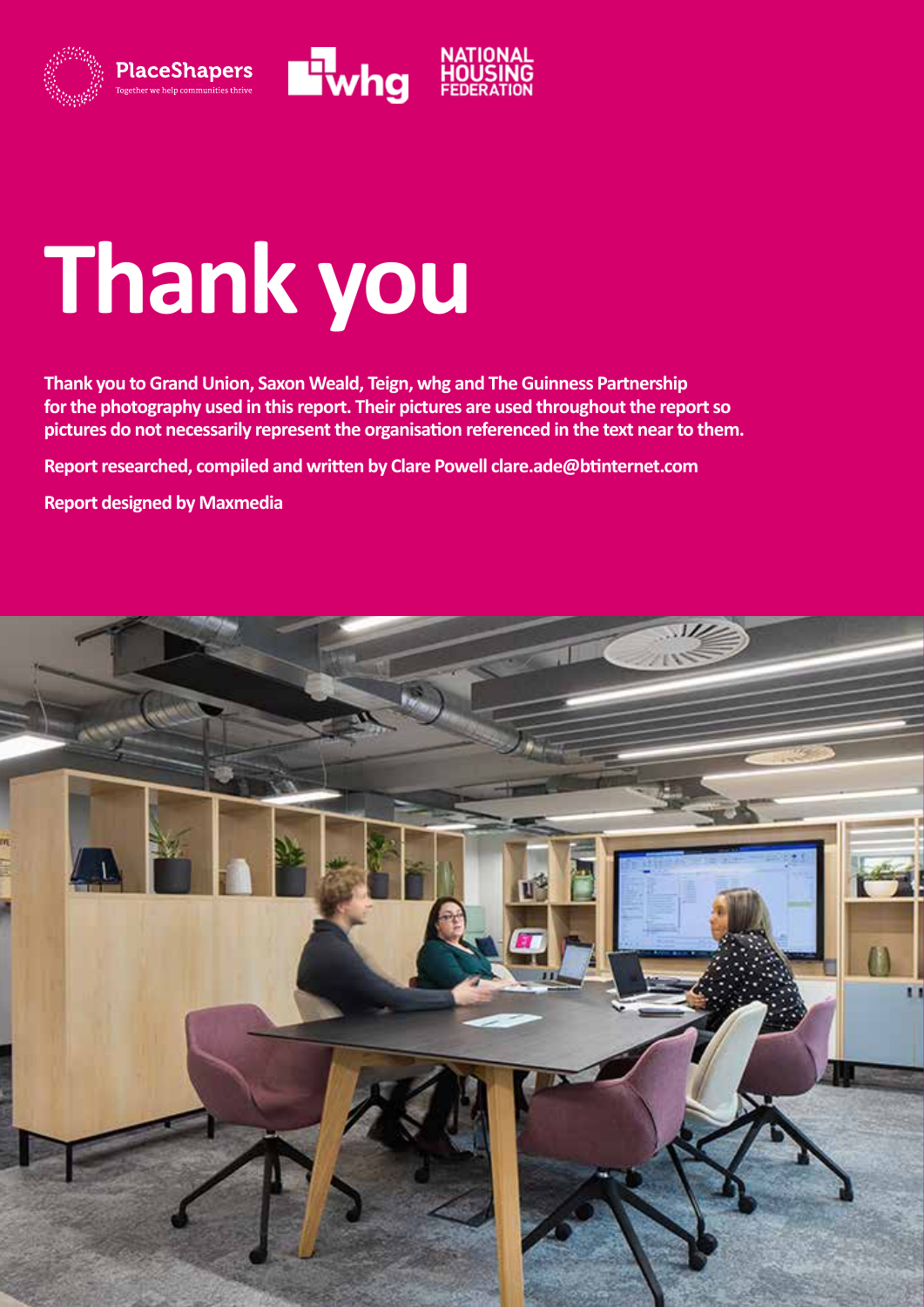PlaceShapers
Together we help communities thrive

whg

NATIONAL HOUSING FEDERATION

# Thank you

**Thank you to Grand Union, Saxon Weald, Teign, whg and The Guinness Partnership for the photography used in this report. Their pictures are used throughout the report so pictures do not necessarily represent the organisation referenced in the text near to them.**

**Report researched, compiled and written by Clare Powell clare.ade@btinternet.com**

**Report designed by Maxmedia**